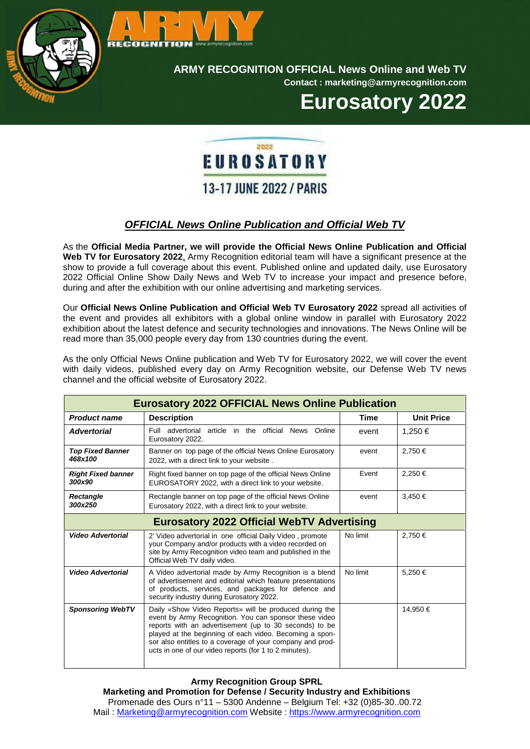**ARMY RECOGNITION OFFICIAL News Online and Web TV**

**Contact : marketing@armyrecognition.com**

# Eurosatory 2022

2022 EUROSATORY

13-17 JUNE 2022 / PARIS

## *OFFICIAL News Online Publication and Official Web TV*

As the **Official Media Partner, we will provide the Official News Online Publication and Official Web TV for Eurosatory 2022**, Army Recognition editorial team will have a significant presence at the show to provide a full coverage about this event. Published online and updated daily, use Eurosatory 2022 Official Online Show Daily News and Web TV to increase your impact and presence before, during and after the exhibition with our online advertising and marketing services.

Our **Official News Online Publication and Official Web TV Eurosatory 2022** spread all activities of the event and provides all exhibitors with a global online window in parallel with Eurosatory 2022 exhibition about the latest defence and security technologies and innovations. The News Online will be read more than 35,000 people every day from 130 countries during the event.

As the only Official News Online publication and Web TV for Eurosatory 2022, we will cover the event with daily videos, published every day on Army Recognition website, our Defense Web TV news channel and the official website of Eurosatory 2022.

| **Eurosatory 2022 OFFICIAL News Online Publication** | | | |
|---|---|---|---|
| ***Product name*** | **Description** | **Time** | **Unit Price** |
| ***Advertorial*** | Full advertorial article in the official News Online Eurosatory 2022. | event | 1,250 € |
| ***Top Fixed Banner 468x100*** | Banner on top page of the official News Online Eurosatory 2022, with a direct link to your website . | event | 2,750 € |
| ***Right Fixed banner 300x90*** | Right fixed banner on top page of the official News Online EUROSATORY 2022, with a direct link to your website. | Event | 2,250 € |
| ***Rectangle 300x250*** | Rectangle banner on top page of the official News Online Eurosatory 2022, with a direct link to your website. | event | 3,450 € |
| **Eurosatory 2022 Official WebTV Advertising** | | | |
| ***Video Advertorial*** | 2' Video advertorial in one official Daily Video , promote your Company and/or products with a video recorded on site by Army Recognition video team and published in the Official Web TV daily video. | No limit | 2,750 € |
| ***Video Advertorial*** | A Video advertorial made by Army Recognition is a blend of advertisement and editorial which feature presentations of products, services, and packages for defence and security industry during Eurosatory 2022. | No limit | 5,250 € |
| ***Sponsoring WebTV*** | Daily «Show Video Reports» will be produced during the event by Army Recognition. You can sponsor these video reports with an advertisement (up to 30 seconds) to be played at the beginning of each video. Becoming a sponsor also entitles to a coverage of your company and products in one of our video reports (for 1 to 2 minutes). | | 14,950 € |

**Army Recognition Group SPRL**
**Marketing and Promotion for Defense / Security Industry and Exhibitions**
Promenade des Ours n°11 – 5300 Andenne – Belgium Tel: +32 (0)85-30..00.72
Mail : Marketing@armyrecognition.com Website : https://www.armyrecognition.com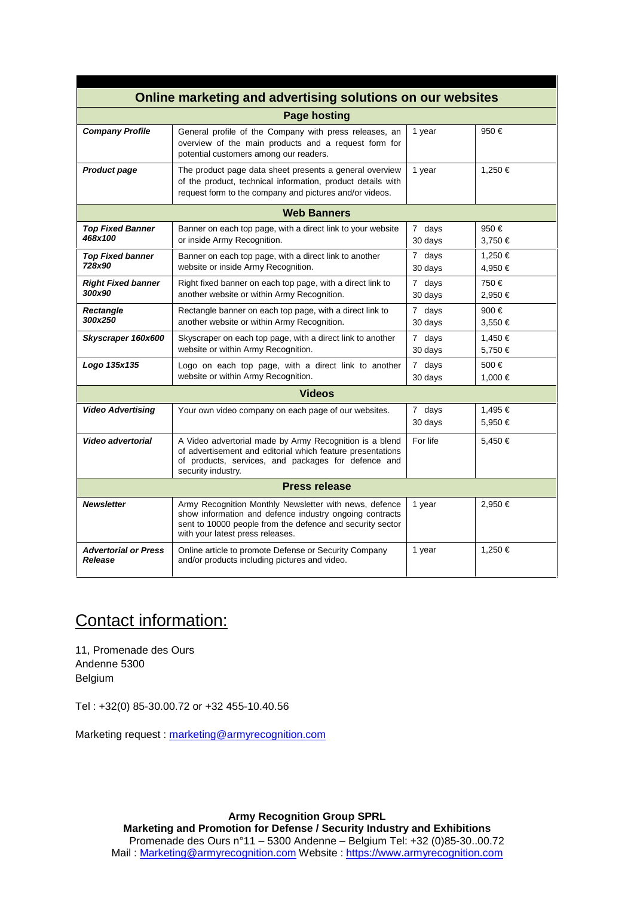| Online marketing and advertising solutions on our websites | | | |
|---|---|---|---|
| **Page hosting** | | | |
| ***Company Profile*** | General profile of the Company with press releases, an overview of the main products and a request form for potential customers among our readers. | 1 year | 950 € |
| ***Product page*** | The product page data sheet presents a general overview of the product, technical information, product details with request form to the company and pictures and/or videos. | 1 year | 1,250 € |
| **Web Banners** | | | |
| ***Top Fixed Banner 468x100*** | Banner on each top page, with a direct link to your website or inside Army Recognition. | 7 days<br>30 days | 950 €<br>3,750 € |
| ***Top Fixed banner 728x90*** | Banner on each top page, with a direct link to another website or inside Army Recognition. | 7 days<br>30 days | 1,250 €<br>4,950 € |
| ***Right Fixed banner 300x90*** | Right fixed banner on each top page, with a direct link to another website or within Army Recognition. | 7 days<br>30 days | 750 €<br>2,950 € |
| ***Rectangle 300x250*** | Rectangle banner on each top page, with a direct link to another website or within Army Recognition. | 7 days<br>30 days | 900 €<br>3,550 € |
| ***Skyscraper 160x600*** | Skyscraper on each top page, with a direct link to another website or within Army Recognition. | 7 days<br>30 days | 1,450 €<br>5,750 € |
| ***Logo 135x135*** | Logo on each top page, with a direct link to another website or within Army Recognition. | 7 days<br>30 days | 500 €<br>1,000 € |
| **Videos** | | | |
| ***Video Advertising*** | Your own video company on each page of our websites. | 7 days<br>30 days | 1,495 €<br>5,950 € |
| ***Video advertorial*** | A Video advertorial made by Army Recognition is a blend of advertisement and editorial which feature presentations of products, services, and packages for defence and security industry. | For life | 5,450 € |
| **Press release** | | | |
| ***Newsletter*** | Army Recognition Monthly Newsletter with news, defence show information and defence industry ongoing contracts sent to 10000 people from the defence and security sector with your latest press releases. | 1 year | 2,950 € |
| ***Advertorial or Press Release*** | Online article to promote Defense or Security Company and/or products including pictures and video. | 1 year | 1,250 € |

# Contact information:

11, Promenade des Ours
Andenne 5300
Belgium

Tel : +32(0) 85-30.00.72 or +32 455-10.40.56

Marketing request : marketing@armyrecognition.com

**Army Recognition Group SPRL**
**Marketing and Promotion for Defense / Security Industry and Exhibitions**
Promenade des Ours n°11 – 5300 Andenne – Belgium Tel: +32 (0)85-30..00.72
Mail : Marketing@armyrecognition.com Website : https://www.armyrecognition.com